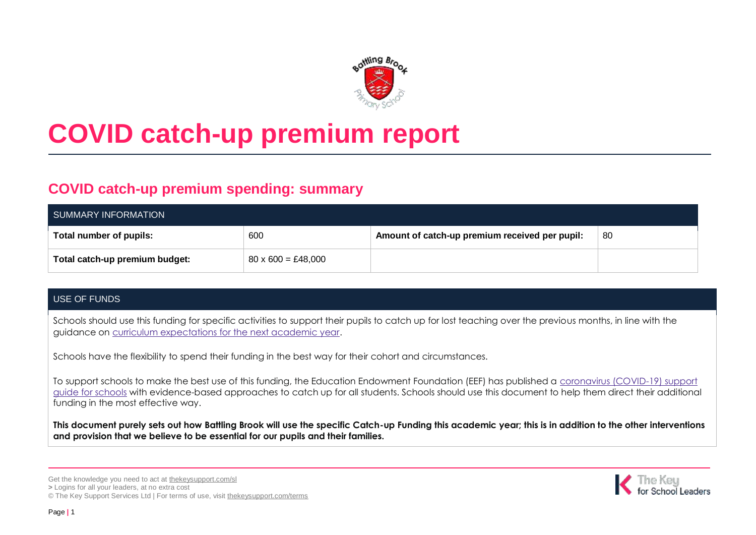# COVID catch-up premium report

## COVID catch-up premium spending: summary

| SUMMARY INFORMATION | | | |
|---|---|---|---|
| **Total number of pupils:** | 600 | **Amount of catch-up premium received per pupil:** | 80 |
| **Total catch-up premium budget:** | 80 x 600 = £48,000 | | |

| USE OF FUNDS |
|---|
| Schools should use this funding for specific activities to support their pupils to catch up for lost teaching over the previous months, in line with the guidance on [curriculum expectations for the next academic year](). <br><br> Schools have the flexibility to spend their funding in the best way for their cohort and circumstances. <br><br> To support schools to make the best use of this funding, the Education Endowment Foundation (EEF) has published a [coronavirus (COVID-19) support guide for schools]() with evidence-based approaches to catch up for all students. Schools should use this document to help them direct their additional funding in the most effective way. <br><br> **This document purely sets out how Battling Brook will use the specific Catch-up Funding this academic year; this is in addition to the other interventions and provision that we believe to be essential for our pupils and their families.** |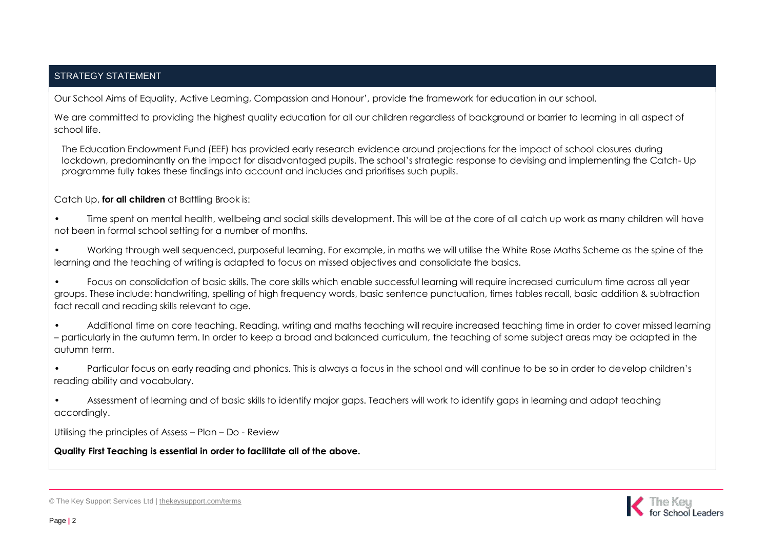## STRATEGY STATEMENT

Our School Aims of Equality, Active Learning, Compassion and Honour', provide the framework for education in our school.

We are committed to providing the highest quality education for all our children regardless of background or barrier to learning in all aspect of school life.

The Education Endowment Fund (EEF) has provided early research evidence around projections for the impact of school closures during lockdown, predominantly on the impact for disadvantaged pupils. The school's strategic response to devising and implementing the Catch- Up programme fully takes these findings into account and includes and prioritises such pupils.

Catch Up, **for all children** at Battling Brook is:

- Time spent on mental health, wellbeing and social skills development. This will be at the core of all catch up work as many children will have not been in formal school setting for a number of months.
- Working through well sequenced, purposeful learning. For example, in maths we will utilise the White Rose Maths Scheme as the spine of the learning and the teaching of writing is adapted to focus on missed objectives and consolidate the basics.
- Focus on consolidation of basic skills. The core skills which enable successful learning will require increased curriculum time across all year groups. These include: handwriting, spelling of high frequency words, basic sentence punctuation, times tables recall, basic addition & subtraction fact recall and reading skills relevant to age.
- Additional time on core teaching. Reading, writing and maths teaching will require increased teaching time in order to cover missed learning – particularly in the autumn term. In order to keep a broad and balanced curriculum, the teaching of some subject areas may be adapted in the autumn term.
- Particular focus on early reading and phonics. This is always a focus in the school and will continue to be so in order to develop children's reading ability and vocabulary.
- Assessment of learning and of basic skills to identify major gaps. Teachers will work to identify gaps in learning and adapt teaching accordingly.

Utilising the principles of Assess – Plan – Do - Review

**Quality First Teaching is essential in order to facilitate all of the above.**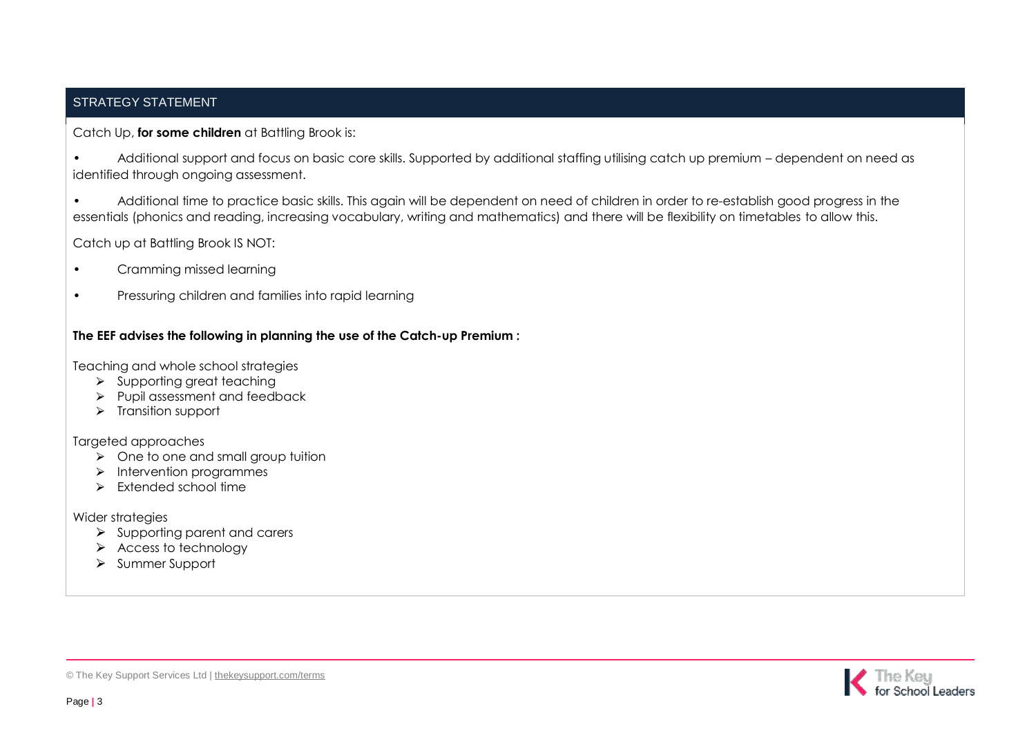## STRATEGY STATEMENT

Catch Up, **for some children** at Battling Brook is:

- Additional support and focus on basic core skills. Supported by additional staffing utilising catch up premium – dependent on need as identified through ongoing assessment.
- Additional time to practice basic skills. This again will be dependent on need of children in order to re-establish good progress in the essentials (phonics and reading, increasing vocabulary, writing and mathematics) and there will be flexibility on timetables to allow this.

Catch up at Battling Brook IS NOT:

- Cramming missed learning
- Pressuring children and families into rapid learning

**The EEF advises the following in planning the use of the Catch-up Premium :**

Teaching and whole school strategies

- Supporting great teaching
- Pupil assessment and feedback
- Transition support

Targeted approaches

- One to one and small group tuition
- Intervention programmes
- Extended school time

Wider strategies

- Supporting parent and carers
- Access to technology
- Summer Support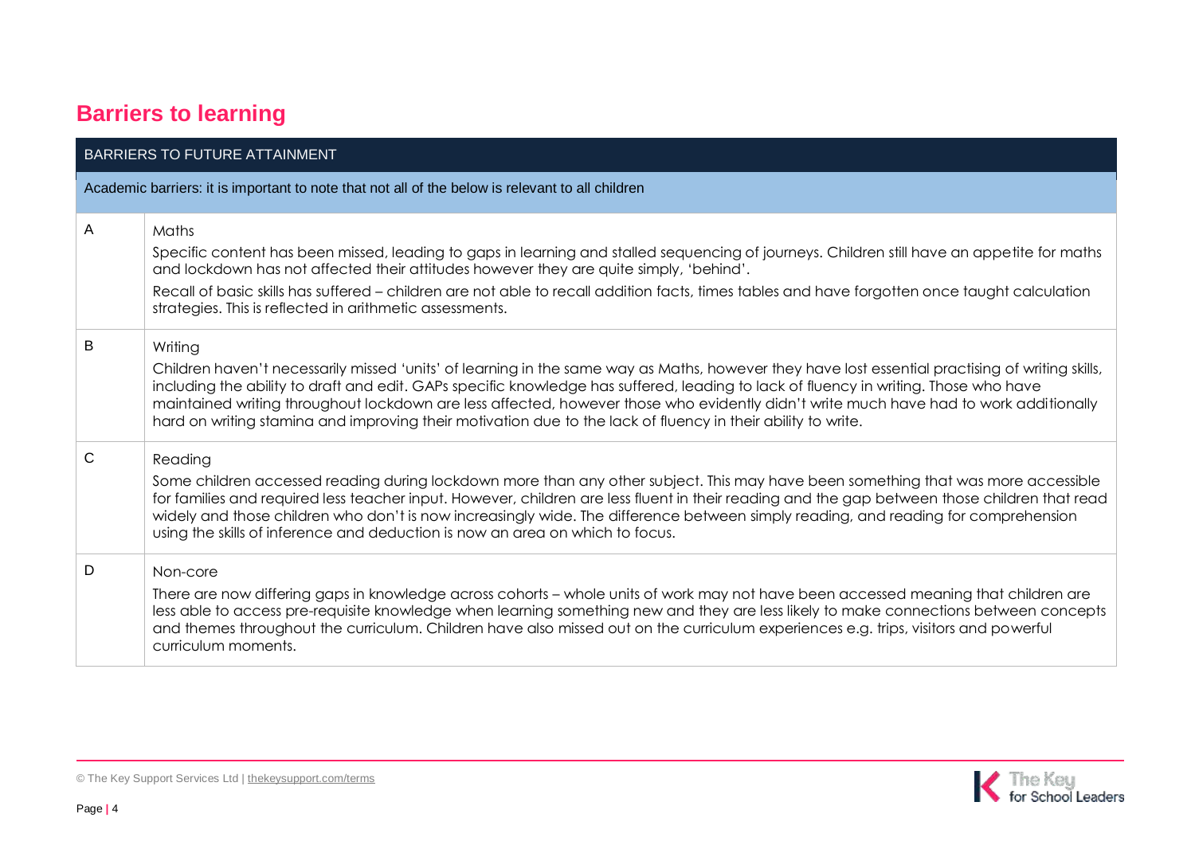## Barriers to learning

| BARRIERS TO FUTURE ATTAINMENT | |
|---|---|
| Academic barriers: it is important to note that not all of the below is relevant to all children | |
| A | Maths<br>Specific content has been missed, leading to gaps in learning and stalled sequencing of journeys. Children still have an appetite for maths and lockdown has not affected their attitudes however they are quite simply, 'behind'.<br>Recall of basic skills has suffered – children are not able to recall addition facts, times tables and have forgotten once taught calculation strategies. This is reflected in arithmetic assessments. |
| B | Writing<br>Children haven't necessarily missed 'units' of learning in the same way as Maths, however they have lost essential practising of writing skills, including the ability to draft and edit. GAPs specific knowledge has suffered, leading to lack of fluency in writing. Those who have maintained writing throughout lockdown are less affected, however those who evidently didn't write much have had to work additionally hard on writing stamina and improving their motivation due to the lack of fluency in their ability to write. |
| C | Reading<br>Some children accessed reading during lockdown more than any other subject. This may have been something that was more accessible for families and required less teacher input. However, children are less fluent in their reading and the gap between those children that read widely and those children who don't is now increasingly wide. The difference between simply reading, and reading for comprehension using the skills of inference and deduction is now an area on which to focus. |
| D | Non-core<br>There are now differing gaps in knowledge across cohorts – whole units of work may not have been accessed meaning that children are less able to access pre-requisite knowledge when learning something new and they are less likely to make connections between concepts and themes throughout the curriculum. Children have also missed out on the curriculum experiences e.g. trips, visitors and powerful curriculum moments. |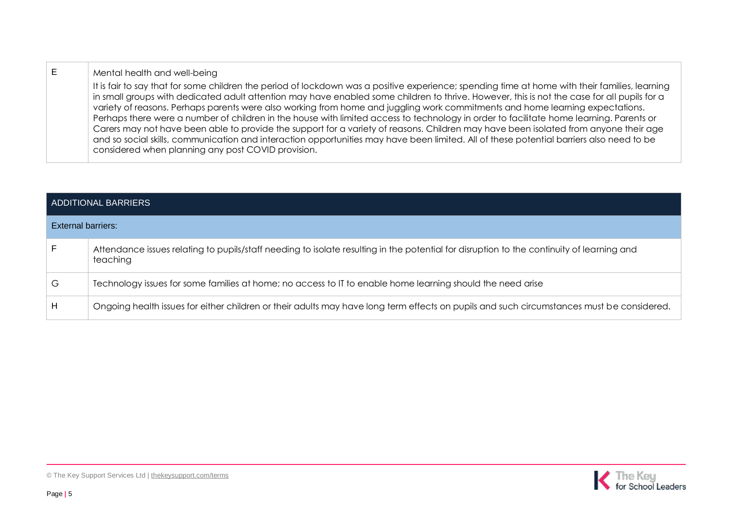| | |
|---|---|
| E | Mental health and well-being<br>It is fair to say that for some children the period of lockdown was a positive experience; spending time at home with their families, learning in small groups with dedicated adult attention may have enabled some children to thrive. However, this is not the case for all pupils for a variety of reasons. Perhaps parents were also working from home and juggling work commitments and home learning expectations. Perhaps there were a number of children in the house with limited access to technology in order to facilitate home learning. Parents or Carers may not have been able to provide the support for a variety of reasons. Children may have been isolated from anyone their age and so social skills, communication and interaction opportunities may have been limited. All of these potential barriers also need to be considered when planning any post COVID provision. |

| ADDITIONAL BARRIERS | |
|---|---|
| External barriers: | |
| F | Attendance issues relating to pupils/staff needing to isolate resulting in the potential for disruption to the continuity of learning and teaching |
| G | Technology issues for some families at home; no access to IT to enable home learning should the need arise |
| H | Ongoing health issues for either children or their adults may have long term effects on pupils and such circumstances must be considered. |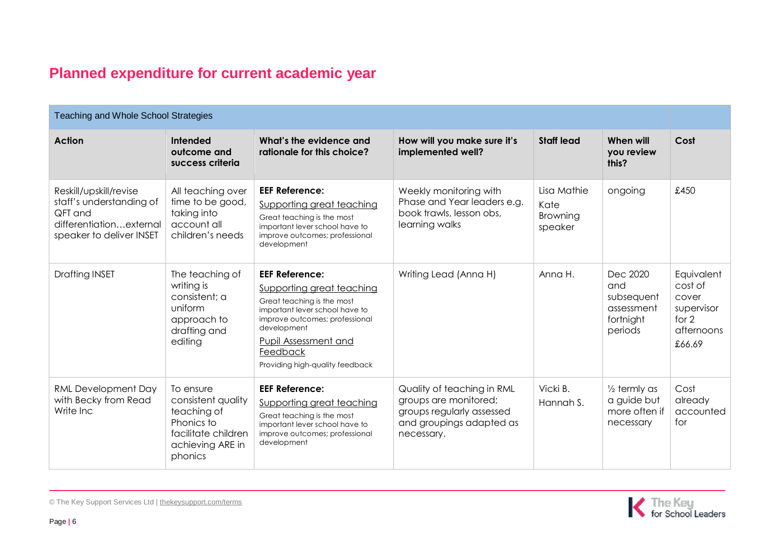## Planned expenditure for current academic year

| Teaching and Whole School Strategies | | | | | | |
|---|---|---|---|---|---|---|
| **Action** | **Intended outcome and success criteria** | **What's the evidence and rationale for this choice?** | **How will you make sure it's implemented well?** | **Staff lead** | **When will you review this?** | **Cost** |
| Reskill/upskill/revise staff's understanding of QFT and differentiation…external speaker to deliver INSET | All teaching over time to be good, taking into account all children's needs | **EEF Reference:** Supporting great teaching<br>Great teaching is the most important lever school have to improve outcomes; professional development | Weekly monitoring with Phase and Year leaders e.g. book trawls, lesson obs, learning walks | Lisa Mathie<br>Kate Browning speaker | ongoing | £450 |
| Drafting INSET | The teaching of writing is consistent; a uniform approach to drafting and editing | **EEF Reference:** Supporting great teaching<br>Great teaching is the most important lever school have to improve outcomes; professional development<br>Pupil Assessment and Feedback<br>Providing high-quality feedback | Writing Lead (Anna H) | Anna H. | Dec 2020 and subsequent assessment fortnight periods | Equivalent cost of cover supervisor for 2 afternoons £66.69 |
| RML Development Day with Becky from Read Write Inc | To ensure consistent quality teaching of Phonics to facilitate children achieving ARE in phonics | **EEF Reference:** Supporting great teaching<br>Great teaching is the most important lever school have to improve outcomes; professional development | Quality of teaching in RML groups are monitored; groups regularly assessed and groupings adapted as necessary. | Vicki B.<br>Hannah S. | ½ termly as a guide but more often if necessary | Cost already accounted for |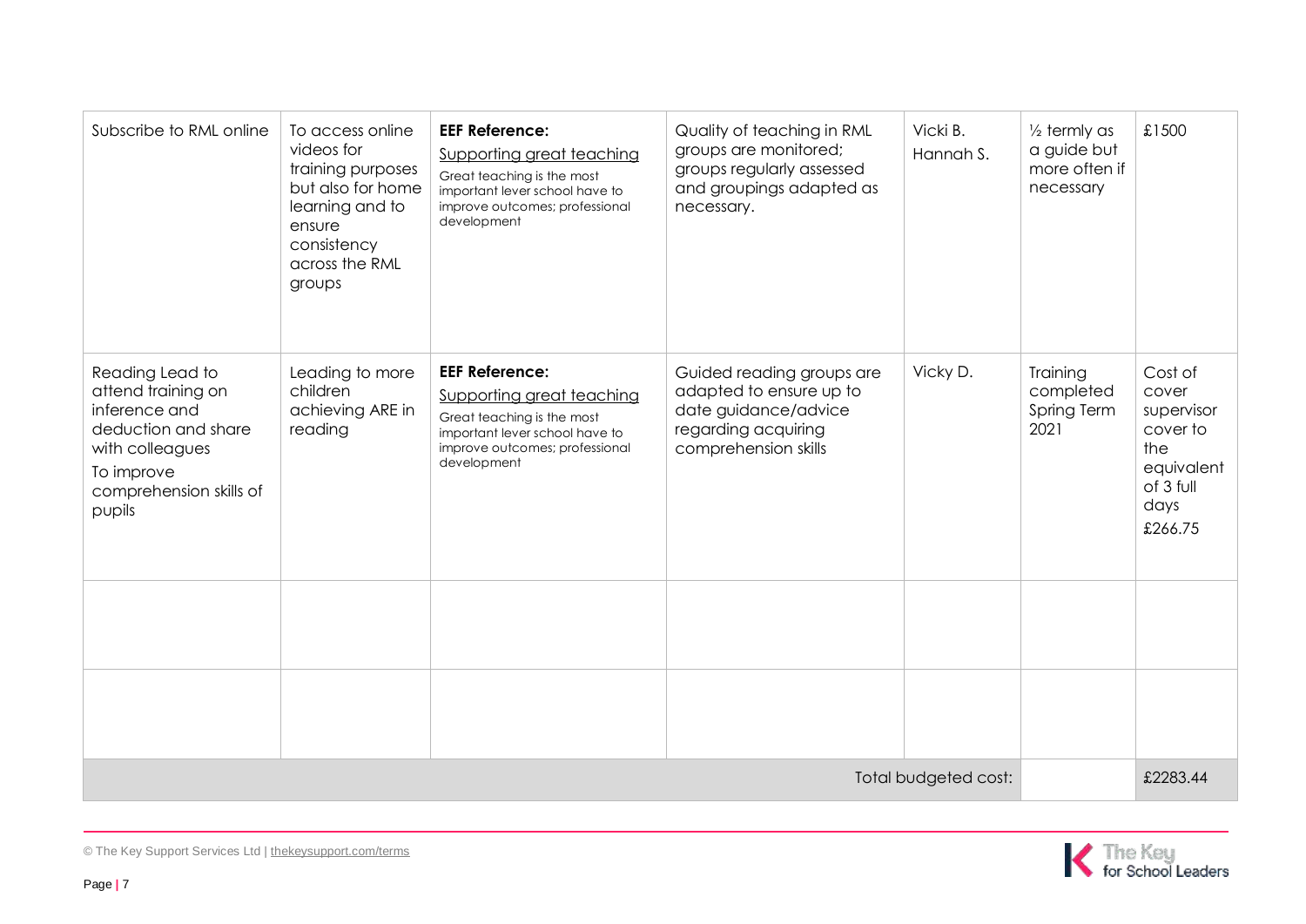| Subscribe to RML online | To access online videos for training purposes but also for home learning and to ensure consistency across the RML groups | **EEF Reference:** Supporting great teaching Great teaching is the most important lever school have to improve outcomes; professional development | Quality of teaching in RML groups are monitored; groups regularly assessed and groupings adapted as necessary. | Vicki B. Hannah S. | ½ termly as a guide but more often if necessary | £1500 |
|---|---|---|---|---|---|---|
| Reading Lead to attend training on inference and deduction and share with colleagues To improve comprehension skills of pupils | Leading to more children achieving ARE in reading | **EEF Reference:** Supporting great teaching Great teaching is the most important lever school have to improve outcomes; professional development | Guided reading groups are adapted to ensure up to date guidance/advice regarding acquiring comprehension skills | Vicky D. | Training completed Spring Term 2021 | Cost of cover supervisor cover to the equivalent of 3 full days £266.75 |
| | | | | | | |
| | | | | | | |
| | | | | Total budgeted cost: | | £2283.44 |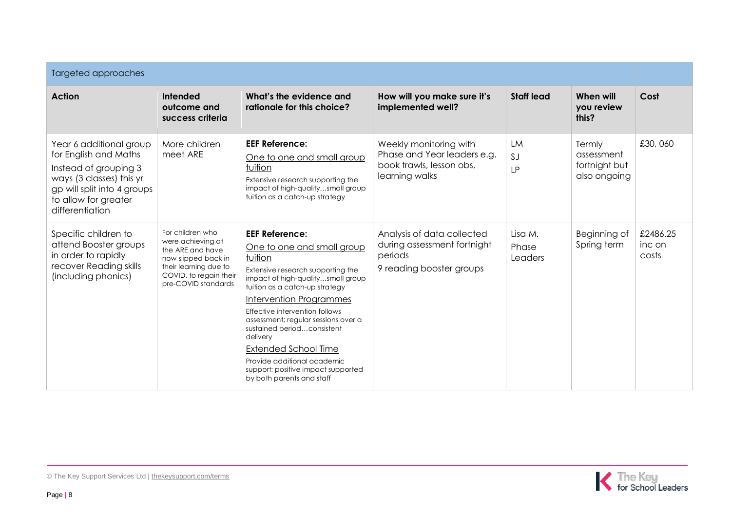| Targeted approaches | | | | | | |
|---|---|---|---|---|---|---|
| **Action** | **Intended outcome and success criteria** | **What's the evidence and rationale for this choice?** | **How will you make sure it's implemented well?** | **Staff lead** | **When will you review this?** | **Cost** |
| Year 6 additional group for English and Maths<br>Instead of grouping 3 ways (3 classes) this yr gp will split into 4 groups to allow for greater differentiation | More children meet ARE | **EEF Reference:**<br>One to one and small group tuition<br>Extensive research supporting the impact of high-quality…small group tuition as a catch-up strategy | Weekly monitoring with Phase and Year leaders e.g. book trawls, lesson obs, learning walks | LM<br>SJ<br>LP | Termly assessment fortnight but also ongoing | £30, 060 |
| Specific children to attend Booster groups in order to rapidly recover Reading skills (including phonics) | For children who were achieving at the ARE and have now slipped back in their learning due to COVID, to regain their pre-COVID standards | **EEF Reference:**<br>One to one and small group tuition<br>Extensive research supporting the impact of high-quality…small group tuition as a catch-up strategy<br>Intervention Programmes<br>Effective intervention follows assessment; regular sessions over a sustained period…consistent delivery<br>Extended School Time<br>Provide additional academic support; positive impact supported by both parents and staff | Analysis of data collected during assessment fortnight periods<br>9 reading booster groups | Lisa M.<br>Phase Leaders | Beginning of Spring term | £2486.25 inc on costs |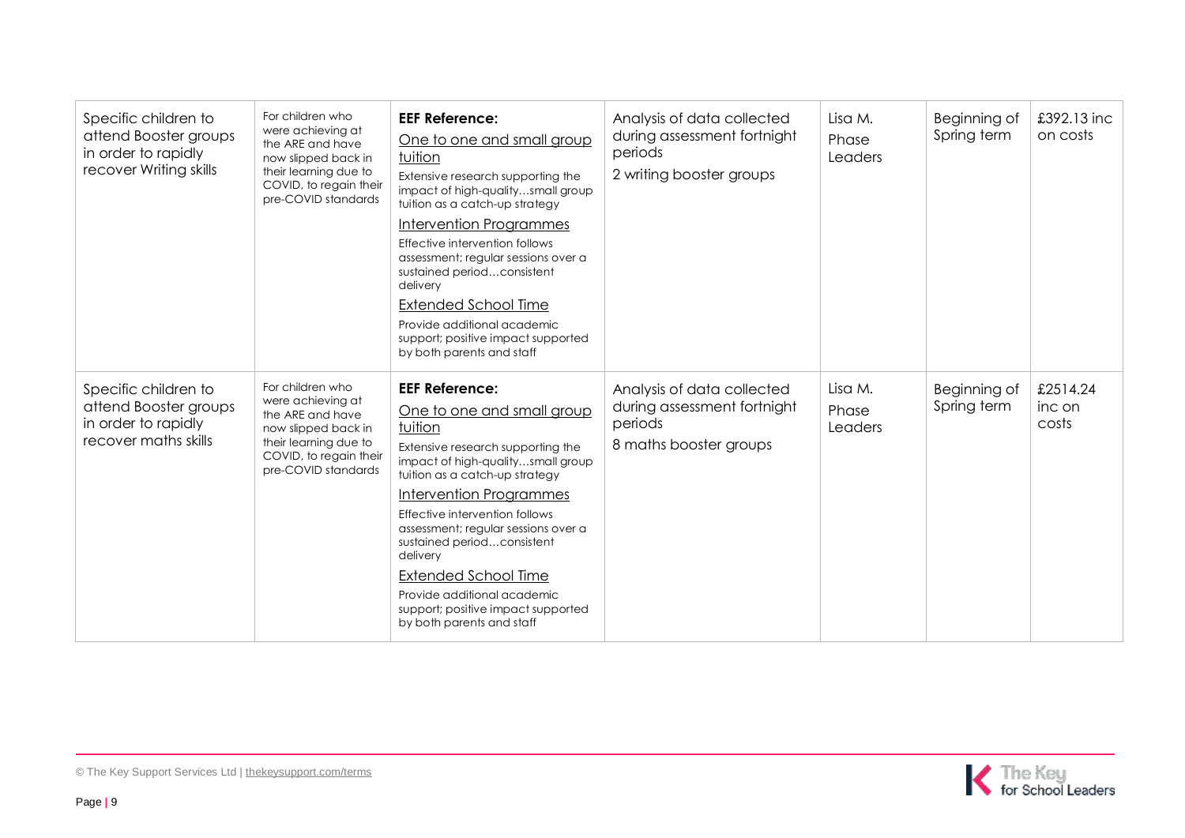| | | | | | | |
|---|---|---|---|---|---|---|
| Specific children to attend Booster groups in order to rapidly recover Writing skills | For children who were achieving at the ARE and have now slipped back in their learning due to COVID, to regain their pre-COVID standards | **EEF Reference:** <br> One to one and small group tuition <br> Extensive research supporting the impact of high-quality…small group tuition as a catch-up strategy <br> Intervention Programmes <br> Effective intervention follows assessment; regular sessions over a sustained period…consistent delivery <br> Extended School Time <br> Provide additional academic support; positive impact supported by both parents and staff | Analysis of data collected during assessment fortnight periods <br> 2 writing booster groups | Lisa M. <br> Phase Leaders | Beginning of Spring term | £392.13 inc on costs |
| Specific children to attend Booster groups in order to rapidly recover maths skills | For children who were achieving at the ARE and have now slipped back in their learning due to COVID, to regain their pre-COVID standards | **EEF Reference:** <br> One to one and small group tuition <br> Extensive research supporting the impact of high-quality…small group tuition as a catch-up strategy <br> Intervention Programmes <br> Effective intervention follows assessment; regular sessions over a sustained period…consistent delivery <br> Extended School Time <br> Provide additional academic support; positive impact supported by both parents and staff | Analysis of data collected during assessment fortnight periods <br> 8 maths booster groups | Lisa M. <br> Phase Leaders | Beginning of Spring term | £2514.24 inc on costs |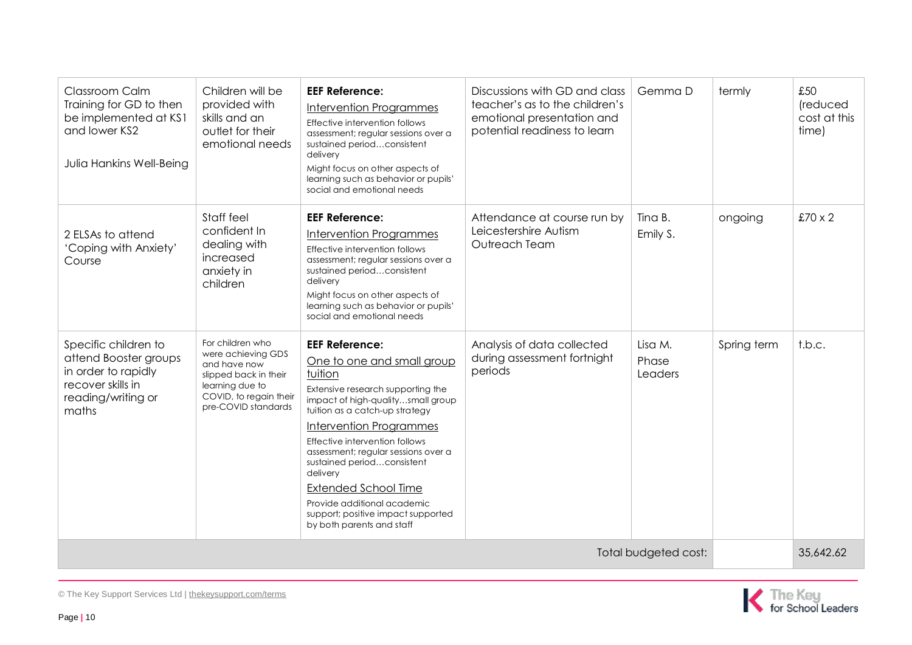| | | | | | | |
|---|---|---|---|---|---|---|
| Classroom Calm Training for GD to then be implemented at KS1 and lower KS2<br><br>Julia Hankins Well-Being | Children will be provided with skills and an outlet for their emotional needs | **EEF Reference:**<br>Intervention Programmes<br>Effective intervention follows assessment; regular sessions over a sustained period…consistent delivery<br>Might focus on other aspects of learning such as behavior or pupils' social and emotional needs | Discussions with GD and class teacher's as to the children's emotional presentation and potential readiness to learn | Gemma D | termly | £50 (reduced cost at this time) |
| 2 ELSAs to attend 'Coping with Anxiety' Course | Staff feel confident In dealing with increased anxiety in children | **EEF Reference:**<br>Intervention Programmes<br>Effective intervention follows assessment; regular sessions over a sustained period…consistent delivery<br>Might focus on other aspects of learning such as behavior or pupils' social and emotional needs | Attendance at course run by Leicestershire Autism Outreach Team | Tina B.<br>Emily S. | ongoing | £70 x 2 |
| Specific children to attend Booster groups in order to rapidly recover skills in reading/writing or maths | For children who were achieving GDS and have now slipped back in their learning due to COVID, to regain their pre-COVID standards | **EEF Reference:**<br>One to one and small group tuition<br>Extensive research supporting the impact of high-quality…small group tuition as a catch-up strategy<br>Intervention Programmes<br>Effective intervention follows assessment; regular sessions over a sustained period…consistent delivery<br>Extended School Time<br>Provide additional academic support; positive impact supported by both parents and staff | Analysis of data collected during assessment fortnight periods | Lisa M.<br>Phase Leaders | Spring term | t.b.c. |
| | | | | Total budgeted cost: | | 35,642.62 |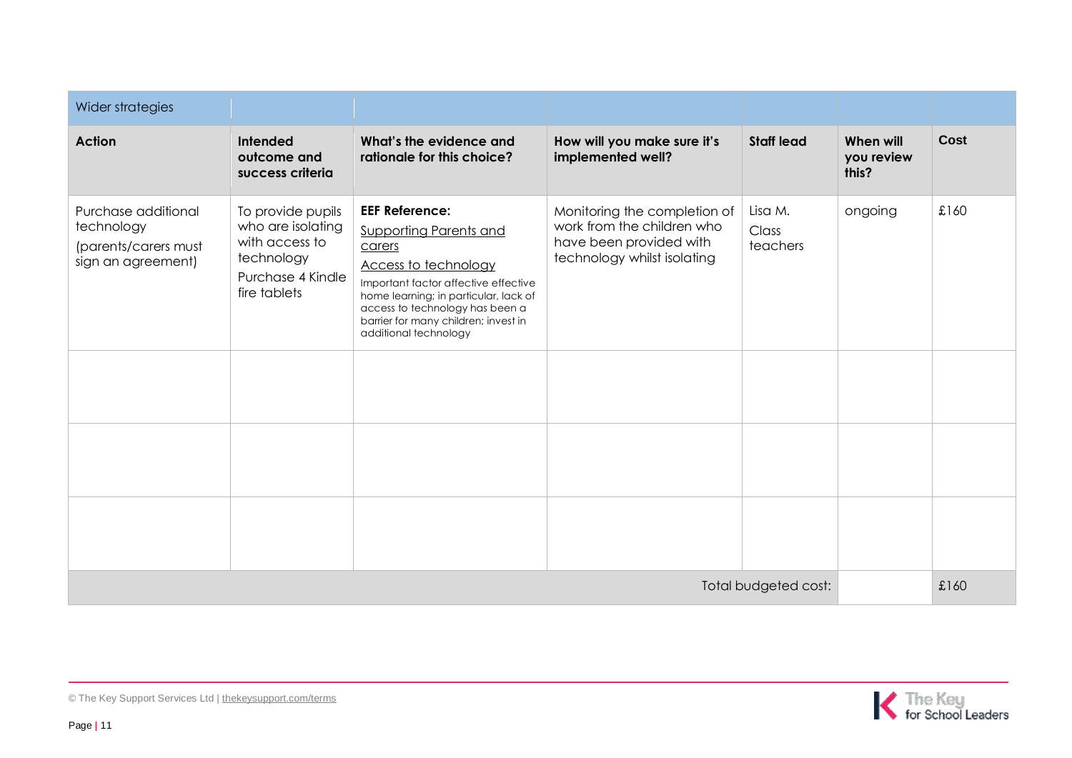| Wider strategies | | | | | | |
|---|---|---|---|---|---|---|
| **Action** | **Intended outcome and success criteria** | **What's the evidence and rationale for this choice?** | **How will you make sure it's implemented well?** | **Staff lead** | **When will you review this?** | **Cost** |
| Purchase additional technology (parents/carers must sign an agreement) | To provide pupils who are isolating with access to technology Purchase 4 Kindle fire tablets | **EEF Reference:** Supporting Parents and carers Access to technology Important factor affective effective home learning; in particular, lack of access to technology has been a barrier for many children; invest in additional technology | Monitoring the completion of work from the children who have been provided with technology whilst isolating | Lisa M. Class teachers | ongoing | £160 |
| | | | | | | |
| | | | | | | |
| | | | | | | |
| | | | | Total budgeted cost: | | £160 |